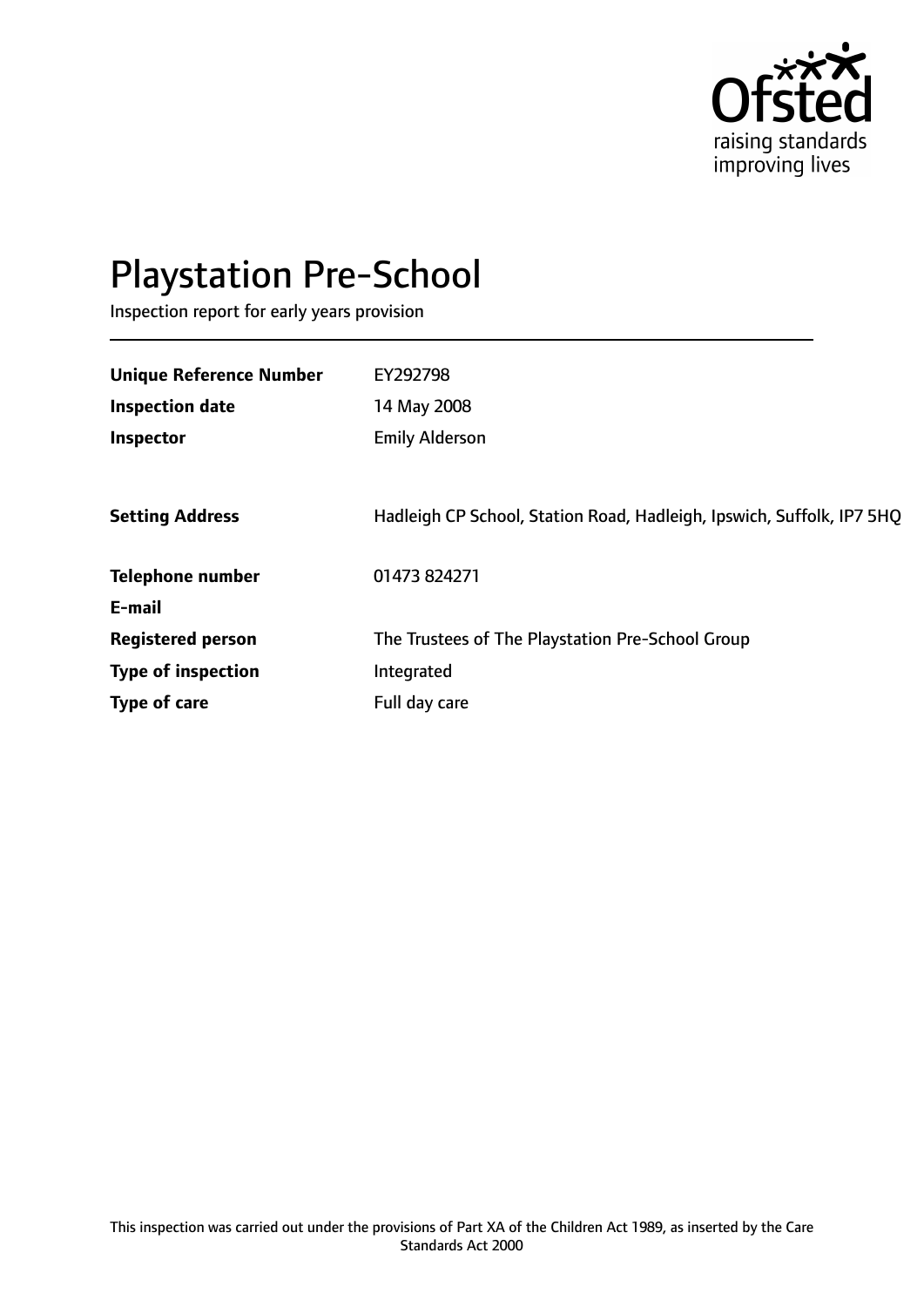# Playstation Pre-School

Inspection report for early years provision

| | |
|---|---|
| **Unique Reference Number** | EY292798 |
| **Inspection date** | 14 May 2008 |
| **Inspector** | Emily Alderson |
| | |
| **Setting Address** | Hadleigh CP School, Station Road, Hadleigh, Ipswich, Suffolk, IP7 5HQ |
| | |
| **Telephone number** | 01473 824271 |
| **E-mail** | |
| **Registered person** | The Trustees of The Playstation Pre-School Group |
| **Type of inspection** | Integrated |
| **Type of care** | Full day care |

This inspection was carried out under the provisions of Part XA of the Children Act 1989, as inserted by the Care Standards Act 2000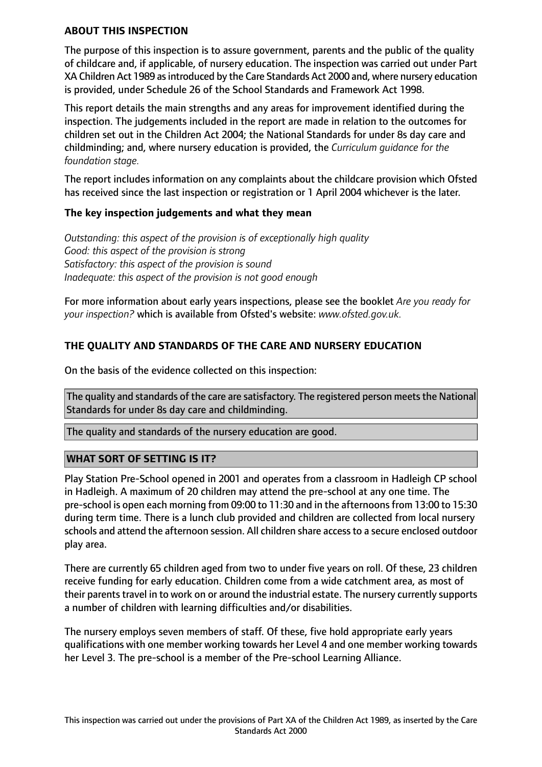## ABOUT THIS INSPECTION

The purpose of this inspection is to assure government, parents and the public of the quality of childcare and, if applicable, of nursery education. The inspection was carried out under Part XA Children Act 1989 as introduced by the Care Standards Act 2000 and, where nursery education is provided, under Schedule 26 of the School Standards and Framework Act 1998.

This report details the main strengths and any areas for improvement identified during the inspection. The judgements included in the report are made in relation to the outcomes for children set out in the Children Act 2004; the National Standards for under 8s day care and childminding; and, where nursery education is provided, the *Curriculum guidance for the foundation stage.*

The report includes information on any complaints about the childcare provision which Ofsted has received since the last inspection or registration or 1 April 2004 whichever is the later.

### The key inspection judgements and what they mean

*Outstanding: this aspect of the provision is of exceptionally high quality*
*Good: this aspect of the provision is strong*
*Satisfactory: this aspect of the provision is sound*
*Inadequate: this aspect of the provision is not good enough*

For more information about early years inspections, please see the booklet *Are you ready for your inspection?* which is available from Ofsted's website: *www.ofsted.gov.uk.*

## THE QUALITY AND STANDARDS OF THE CARE AND NURSERY EDUCATION

On the basis of the evidence collected on this inspection:

The quality and standards of the care are satisfactory. The registered person meets the National Standards for under 8s day care and childminding.

The quality and standards of the nursery education are good.

## WHAT SORT OF SETTING IS IT?

Play Station Pre-School opened in 2001 and operates from a classroom in Hadleigh CP school in Hadleigh. A maximum of 20 children may attend the pre-school at any one time. The pre-school is open each morning from 09:00 to 11:30 and in the afternoons from 13:00 to 15:30 during term time. There is a lunch club provided and children are collected from local nursery schools and attend the afternoon session. All children share access to a secure enclosed outdoor play area.

There are currently 65 children aged from two to under five years on roll. Of these, 23 children receive funding for early education. Children come from a wide catchment area, as most of their parents travel in to work on or around the industrial estate. The nursery currently supports a number of children with learning difficulties and/or disabilities.

The nursery employs seven members of staff. Of these, five hold appropriate early years qualifications with one member working towards her Level 4 and one member working towards her Level 3. The pre-school is a member of the Pre-school Learning Alliance.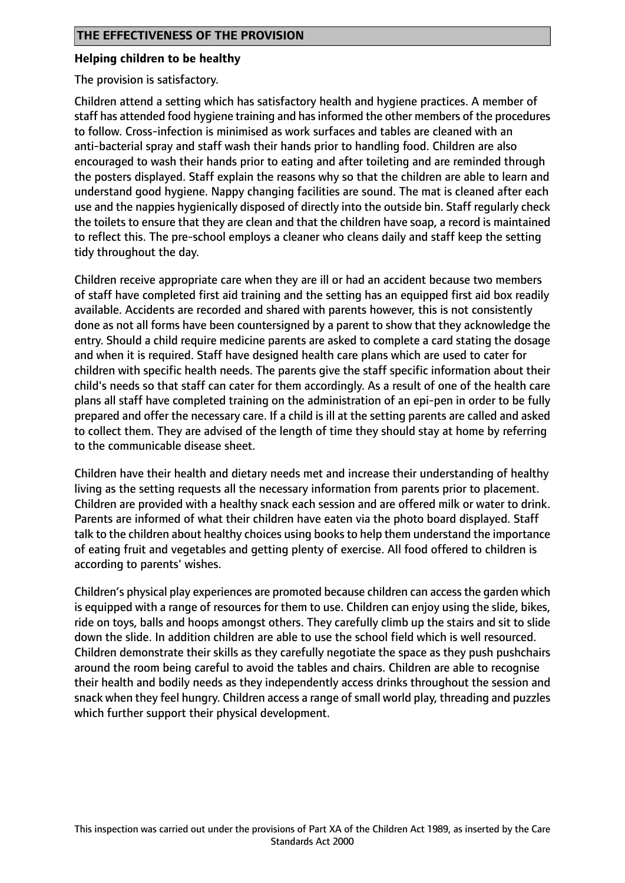## THE EFFECTIVENESS OF THE PROVISION

### Helping children to be healthy

The provision is satisfactory.

Children attend a setting which has satisfactory health and hygiene practices. A member of staff has attended food hygiene training and has informed the other members of the procedures to follow. Cross-infection is minimised as work surfaces and tables are cleaned with an anti-bacterial spray and staff wash their hands prior to handling food. Children are also encouraged to wash their hands prior to eating and after toileting and are reminded through the posters displayed. Staff explain the reasons why so that the children are able to learn and understand good hygiene. Nappy changing facilities are sound. The mat is cleaned after each use and the nappies hygienically disposed of directly into the outside bin. Staff regularly check the toilets to ensure that they are clean and that the children have soap, a record is maintained to reflect this. The pre-school employs a cleaner who cleans daily and staff keep the setting tidy throughout the day.

Children receive appropriate care when they are ill or had an accident because two members of staff have completed first aid training and the setting has an equipped first aid box readily available. Accidents are recorded and shared with parents however, this is not consistently done as not all forms have been countersigned by a parent to show that they acknowledge the entry. Should a child require medicine parents are asked to complete a card stating the dosage and when it is required. Staff have designed health care plans which are used to cater for children with specific health needs. The parents give the staff specific information about their child's needs so that staff can cater for them accordingly. As a result of one of the health care plans all staff have completed training on the administration of an epi-pen in order to be fully prepared and offer the necessary care. If a child is ill at the setting parents are called and asked to collect them. They are advised of the length of time they should stay at home by referring to the communicable disease sheet.

Children have their health and dietary needs met and increase their understanding of healthy living as the setting requests all the necessary information from parents prior to placement. Children are provided with a healthy snack each session and are offered milk or water to drink. Parents are informed of what their children have eaten via the photo board displayed. Staff talk to the children about healthy choices using books to help them understand the importance of eating fruit and vegetables and getting plenty of exercise. All food offered to children is according to parents' wishes.

Children's physical play experiences are promoted because children can access the garden which is equipped with a range of resources for them to use. Children can enjoy using the slide, bikes, ride on toys, balls and hoops amongst others. They carefully climb up the stairs and sit to slide down the slide. In addition children are able to use the school field which is well resourced. Children demonstrate their skills as they carefully negotiate the space as they push pushchairs around the room being careful to avoid the tables and chairs. Children are able to recognise their health and bodily needs as they independently access drinks throughout the session and snack when they feel hungry. Children access a range of small world play, threading and puzzles which further support their physical development.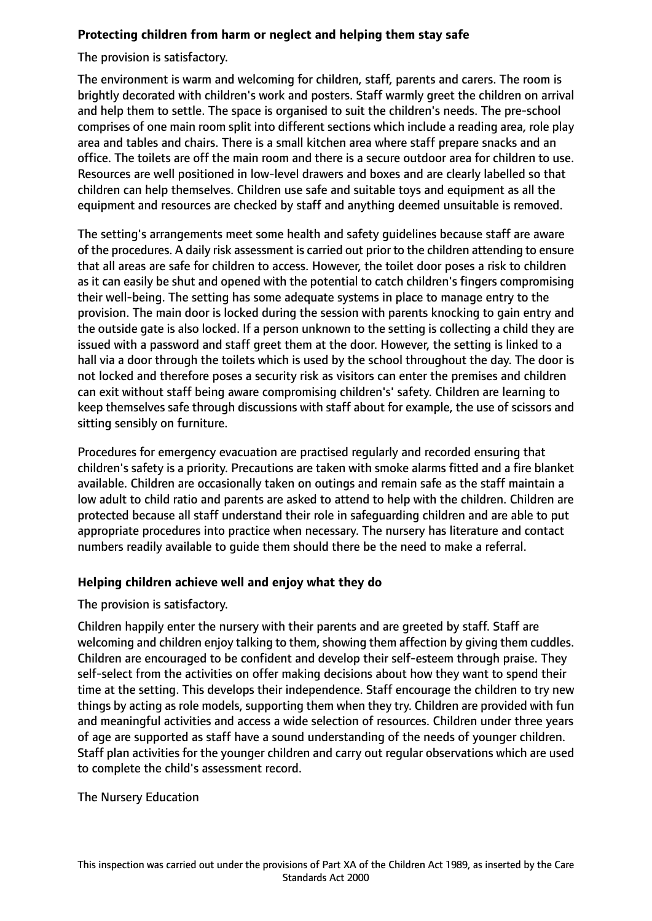**Protecting children from harm or neglect and helping them stay safe**

The provision is satisfactory.

The environment is warm and welcoming for children, staff, parents and carers. The room is brightly decorated with children's work and posters. Staff warmly greet the children on arrival and help them to settle. The space is organised to suit the children's needs. The pre-school comprises of one main room split into different sections which include a reading area, role play area and tables and chairs. There is a small kitchen area where staff prepare snacks and an office. The toilets are off the main room and there is a secure outdoor area for children to use. Resources are well positioned in low-level drawers and boxes and are clearly labelled so that children can help themselves. Children use safe and suitable toys and equipment as all the equipment and resources are checked by staff and anything deemed unsuitable is removed.

The setting's arrangements meet some health and safety guidelines because staff are aware of the procedures. A daily risk assessment is carried out prior to the children attending to ensure that all areas are safe for children to access. However, the toilet door poses a risk to children as it can easily be shut and opened with the potential to catch children's fingers compromising their well-being. The setting has some adequate systems in place to manage entry to the provision. The main door is locked during the session with parents knocking to gain entry and the outside gate is also locked. If a person unknown to the setting is collecting a child they are issued with a password and staff greet them at the door. However, the setting is linked to a hall via a door through the toilets which is used by the school throughout the day. The door is not locked and therefore poses a security risk as visitors can enter the premises and children can exit without staff being aware compromising children's' safety. Children are learning to keep themselves safe through discussions with staff about for example, the use of scissors and sitting sensibly on furniture.

Procedures for emergency evacuation are practised regularly and recorded ensuring that children's safety is a priority. Precautions are taken with smoke alarms fitted and a fire blanket available. Children are occasionally taken on outings and remain safe as the staff maintain a low adult to child ratio and parents are asked to attend to help with the children. Children are protected because all staff understand their role in safeguarding children and are able to put appropriate procedures into practice when necessary. The nursery has literature and contact numbers readily available to guide them should there be the need to make a referral.

**Helping children achieve well and enjoy what they do**

The provision is satisfactory.

Children happily enter the nursery with their parents and are greeted by staff. Staff are welcoming and children enjoy talking to them, showing them affection by giving them cuddles. Children are encouraged to be confident and develop their self-esteem through praise. They self-select from the activities on offer making decisions about how they want to spend their time at the setting. This develops their independence. Staff encourage the children to try new things by acting as role models, supporting them when they try. Children are provided with fun and meaningful activities and access a wide selection of resources. Children under three years of age are supported as staff have a sound understanding of the needs of younger children. Staff plan activities for the younger children and carry out regular observations which are used to complete the child's assessment record.

The Nursery Education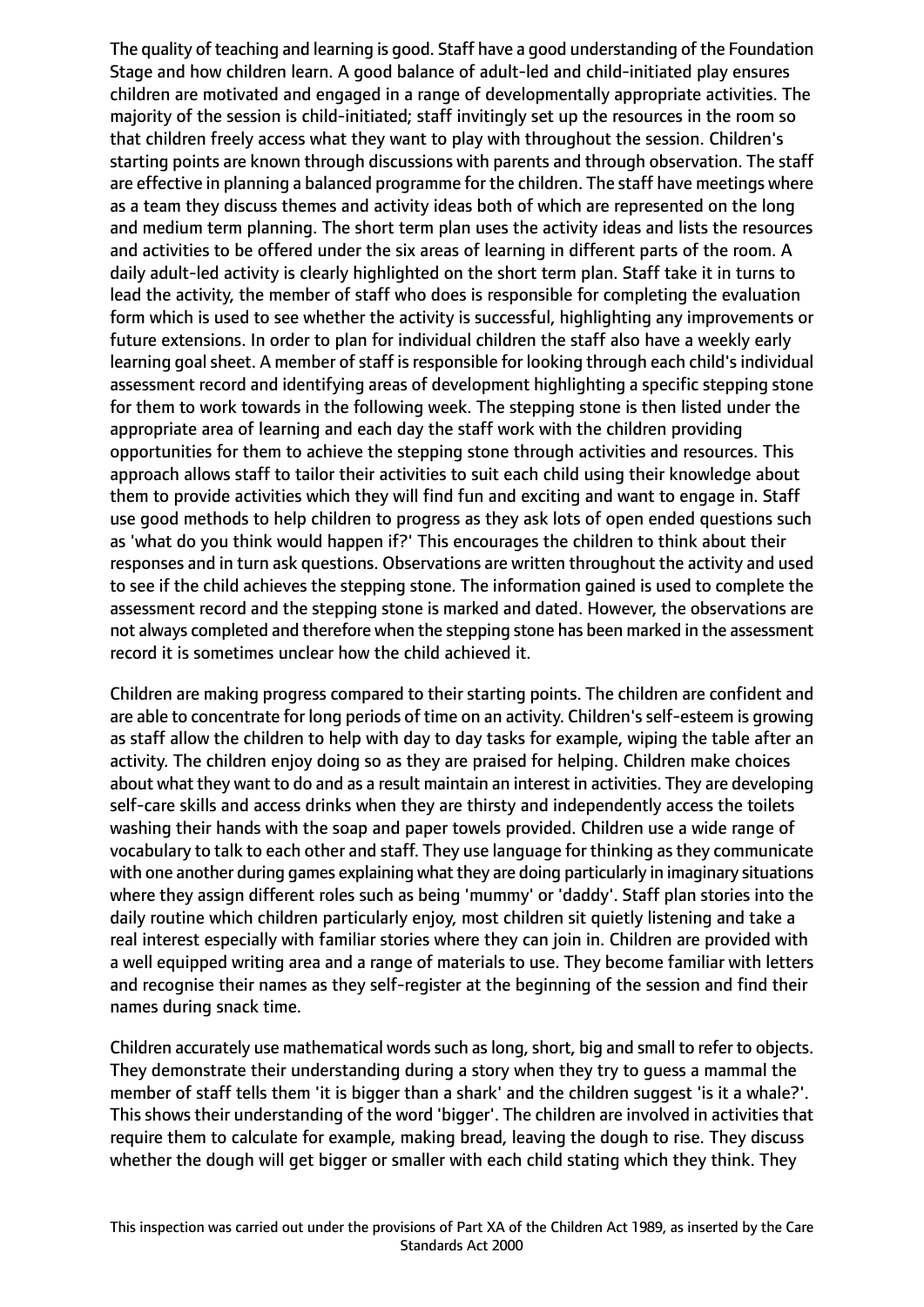The quality of teaching and learning is good. Staff have a good understanding of the Foundation Stage and how children learn. A good balance of adult-led and child-initiated play ensures children are motivated and engaged in a range of developmentally appropriate activities. The majority of the session is child-initiated; staff invitingly set up the resources in the room so that children freely access what they want to play with throughout the session. Children's starting points are known through discussions with parents and through observation. The staff are effective in planning a balanced programme for the children. The staff have meetings where as a team they discuss themes and activity ideas both of which are represented on the long and medium term planning. The short term plan uses the activity ideas and lists the resources and activities to be offered under the six areas of learning in different parts of the room. A daily adult-led activity is clearly highlighted on the short term plan. Staff take it in turns to lead the activity, the member of staff who does is responsible for completing the evaluation form which is used to see whether the activity is successful, highlighting any improvements or future extensions. In order to plan for individual children the staff also have a weekly early learning goal sheet. A member of staff is responsible for looking through each child's individual assessment record and identifying areas of development highlighting a specific stepping stone for them to work towards in the following week. The stepping stone is then listed under the appropriate area of learning and each day the staff work with the children providing opportunities for them to achieve the stepping stone through activities and resources. This approach allows staff to tailor their activities to suit each child using their knowledge about them to provide activities which they will find fun and exciting and want to engage in. Staff use good methods to help children to progress as they ask lots of open ended questions such as 'what do you think would happen if?' This encourages the children to think about their responses and in turn ask questions. Observations are written throughout the activity and used to see if the child achieves the stepping stone. The information gained is used to complete the assessment record and the stepping stone is marked and dated. However, the observations are not always completed and therefore when the stepping stone has been marked in the assessment record it is sometimes unclear how the child achieved it.

Children are making progress compared to their starting points. The children are confident and are able to concentrate for long periods of time on an activity. Children's self-esteem is growing as staff allow the children to help with day to day tasks for example, wiping the table after an activity. The children enjoy doing so as they are praised for helping. Children make choices about what they want to do and as a result maintain an interest in activities. They are developing self-care skills and access drinks when they are thirsty and independently access the toilets washing their hands with the soap and paper towels provided. Children use a wide range of vocabulary to talk to each other and staff. They use language for thinking as they communicate with one another during games explaining what they are doing particularly in imaginary situations where they assign different roles such as being 'mummy' or 'daddy'. Staff plan stories into the daily routine which children particularly enjoy, most children sit quietly listening and take a real interest especially with familiar stories where they can join in. Children are provided with a well equipped writing area and a range of materials to use. They become familiar with letters and recognise their names as they self-register at the beginning of the session and find their names during snack time.

Children accurately use mathematical words such as long, short, big and small to refer to objects. They demonstrate their understanding during a story when they try to guess a mammal the member of staff tells them 'it is bigger than a shark' and the children suggest 'is it a whale?'. This shows their understanding of the word 'bigger'. The children are involved in activities that require them to calculate for example, making bread, leaving the dough to rise. They discuss whether the dough will get bigger or smaller with each child stating which they think. They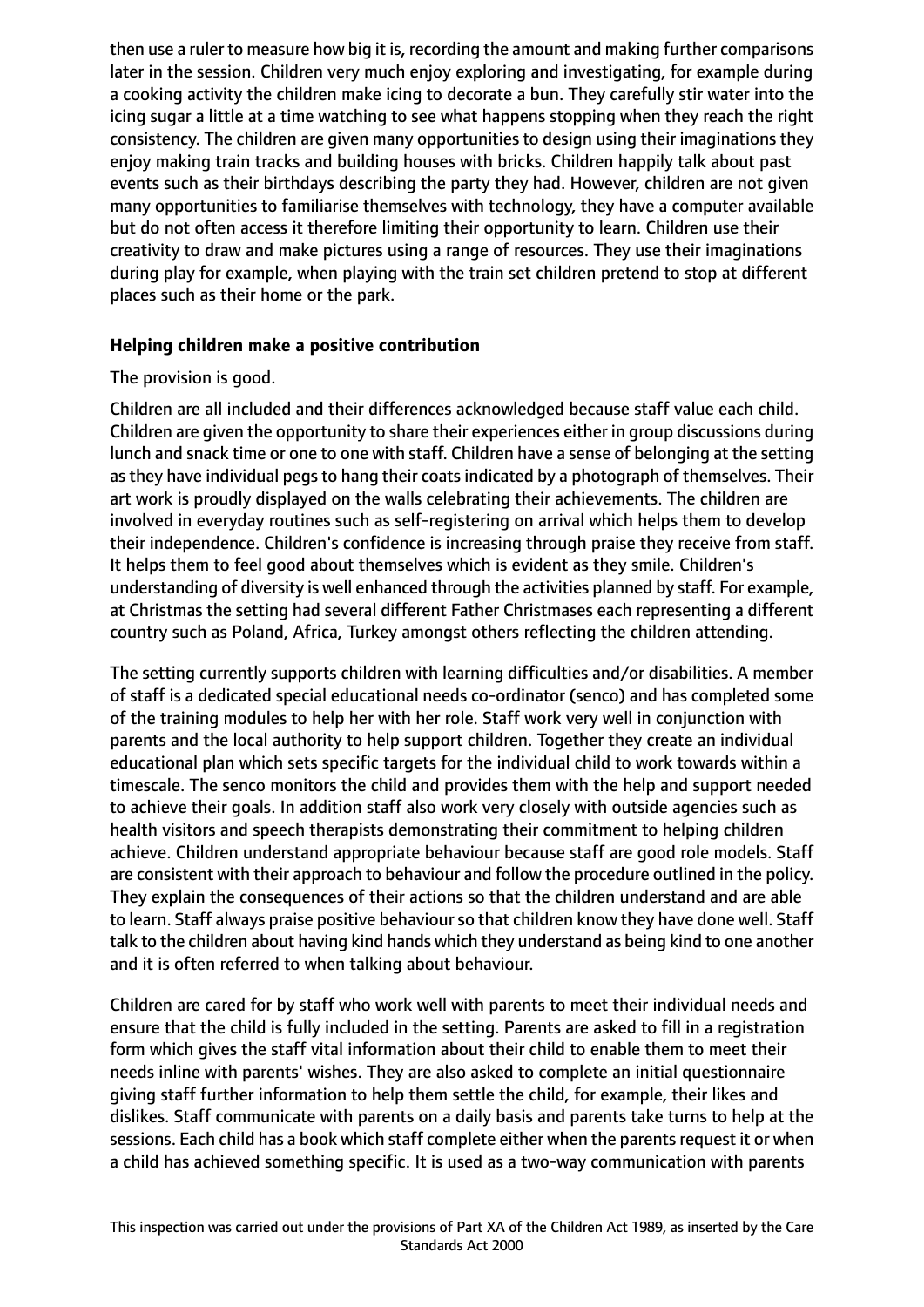then use a ruler to measure how big it is, recording the amount and making further comparisons later in the session. Children very much enjoy exploring and investigating, for example during a cooking activity the children make icing to decorate a bun. They carefully stir water into the icing sugar a little at a time watching to see what happens stopping when they reach the right consistency. The children are given many opportunities to design using their imaginations they enjoy making train tracks and building houses with bricks. Children happily talk about past events such as their birthdays describing the party they had. However, children are not given many opportunities to familiarise themselves with technology, they have a computer available but do not often access it therefore limiting their opportunity to learn. Children use their creativity to draw and make pictures using a range of resources. They use their imaginations during play for example, when playing with the train set children pretend to stop at different places such as their home or the park.

**Helping children make a positive contribution**

The provision is good.

Children are all included and their differences acknowledged because staff value each child. Children are given the opportunity to share their experiences either in group discussions during lunch and snack time or one to one with staff. Children have a sense of belonging at the setting as they have individual pegs to hang their coats indicated by a photograph of themselves. Their art work is proudly displayed on the walls celebrating their achievements. The children are involved in everyday routines such as self-registering on arrival which helps them to develop their independence. Children's confidence is increasing through praise they receive from staff. It helps them to feel good about themselves which is evident as they smile. Children's understanding of diversity is well enhanced through the activities planned by staff. For example, at Christmas the setting had several different Father Christmases each representing a different country such as Poland, Africa, Turkey amongst others reflecting the children attending.

The setting currently supports children with learning difficulties and/or disabilities. A member of staff is a dedicated special educational needs co-ordinator (senco) and has completed some of the training modules to help her with her role. Staff work very well in conjunction with parents and the local authority to help support children. Together they create an individual educational plan which sets specific targets for the individual child to work towards within a timescale. The senco monitors the child and provides them with the help and support needed to achieve their goals. In addition staff also work very closely with outside agencies such as health visitors and speech therapists demonstrating their commitment to helping children achieve. Children understand appropriate behaviour because staff are good role models. Staff are consistent with their approach to behaviour and follow the procedure outlined in the policy. They explain the consequences of their actions so that the children understand and are able to learn. Staff always praise positive behaviour so that children know they have done well. Staff talk to the children about having kind hands which they understand as being kind to one another and it is often referred to when talking about behaviour.

Children are cared for by staff who work well with parents to meet their individual needs and ensure that the child is fully included in the setting. Parents are asked to fill in a registration form which gives the staff vital information about their child to enable them to meet their needs inline with parents' wishes. They are also asked to complete an initial questionnaire giving staff further information to help them settle the child, for example, their likes and dislikes. Staff communicate with parents on a daily basis and parents take turns to help at the sessions. Each child has a book which staff complete either when the parents request it or when a child has achieved something specific. It is used as a two-way communication with parents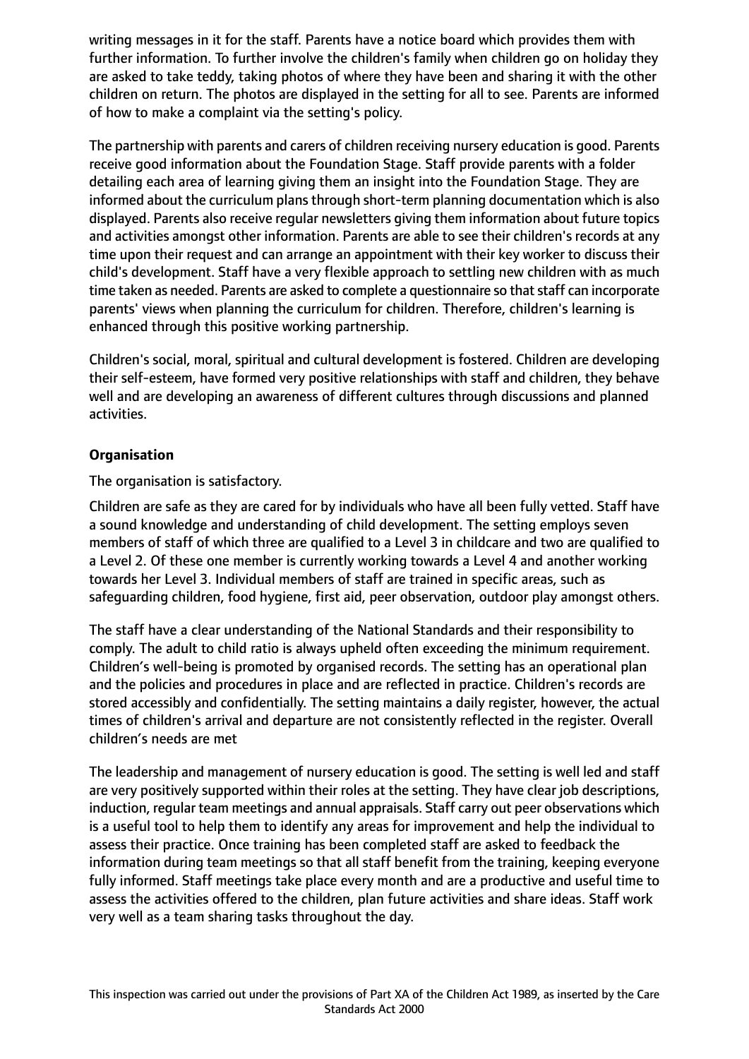writing messages in it for the staff. Parents have a notice board which provides them with further information. To further involve the children's family when children go on holiday they are asked to take teddy, taking photos of where they have been and sharing it with the other children on return. The photos are displayed in the setting for all to see. Parents are informed of how to make a complaint via the setting's policy.

The partnership with parents and carers of children receiving nursery education is good. Parents receive good information about the Foundation Stage. Staff provide parents with a folder detailing each area of learning giving them an insight into the Foundation Stage. They are informed about the curriculum plans through short-term planning documentation which is also displayed. Parents also receive regular newsletters giving them information about future topics and activities amongst other information. Parents are able to see their children's records at any time upon their request and can arrange an appointment with their key worker to discuss their child's development. Staff have a very flexible approach to settling new children with as much time taken as needed. Parents are asked to complete a questionnaire so that staff can incorporate parents' views when planning the curriculum for children. Therefore, children's learning is enhanced through this positive working partnership.

Children's social, moral, spiritual and cultural development is fostered. Children are developing their self-esteem, have formed very positive relationships with staff and children, they behave well and are developing an awareness of different cultures through discussions and planned activities.

**Organisation**

The organisation is satisfactory.

Children are safe as they are cared for by individuals who have all been fully vetted. Staff have a sound knowledge and understanding of child development. The setting employs seven members of staff of which three are qualified to a Level 3 in childcare and two are qualified to a Level 2. Of these one member is currently working towards a Level 4 and another working towards her Level 3. Individual members of staff are trained in specific areas, such as safeguarding children, food hygiene, first aid, peer observation, outdoor play amongst others.

The staff have a clear understanding of the National Standards and their responsibility to comply. The adult to child ratio is always upheld often exceeding the minimum requirement. Children's well-being is promoted by organised records. The setting has an operational plan and the policies and procedures in place and are reflected in practice. Children's records are stored accessibly and confidentially. The setting maintains a daily register, however, the actual times of children's arrival and departure are not consistently reflected in the register. Overall children's needs are met

The leadership and management of nursery education is good. The setting is well led and staff are very positively supported within their roles at the setting. They have clear job descriptions, induction, regular team meetings and annual appraisals. Staff carry out peer observations which is a useful tool to help them to identify any areas for improvement and help the individual to assess their practice. Once training has been completed staff are asked to feedback the information during team meetings so that all staff benefit from the training, keeping everyone fully informed. Staff meetings take place every month and are a productive and useful time to assess the activities offered to the children, plan future activities and share ideas. Staff work very well as a team sharing tasks throughout the day.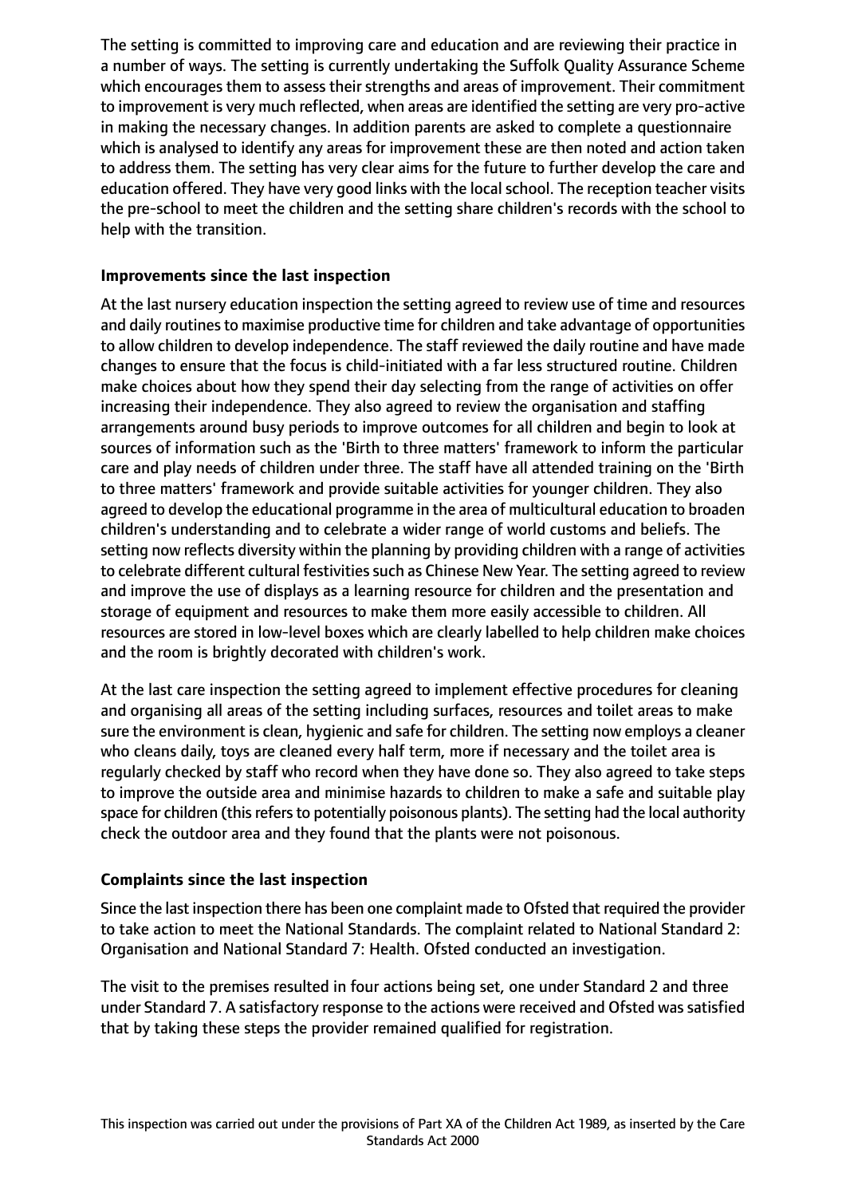The setting is committed to improving care and education and are reviewing their practice in a number of ways. The setting is currently undertaking the Suffolk Quality Assurance Scheme which encourages them to assess their strengths and areas of improvement. Their commitment to improvement is very much reflected, when areas are identified the setting are very pro-active in making the necessary changes. In addition parents are asked to complete a questionnaire which is analysed to identify any areas for improvement these are then noted and action taken to address them. The setting has very clear aims for the future to further develop the care and education offered. They have very good links with the local school. The reception teacher visits the pre-school to meet the children and the setting share children's records with the school to help with the transition.

### Improvements since the last inspection

At the last nursery education inspection the setting agreed to review use of time and resources and daily routines to maximise productive time for children and take advantage of opportunities to allow children to develop independence. The staff reviewed the daily routine and have made changes to ensure that the focus is child-initiated with a far less structured routine. Children make choices about how they spend their day selecting from the range of activities on offer increasing their independence. They also agreed to review the organisation and staffing arrangements around busy periods to improve outcomes for all children and begin to look at sources of information such as the 'Birth to three matters' framework to inform the particular care and play needs of children under three. The staff have all attended training on the 'Birth to three matters' framework and provide suitable activities for younger children. They also agreed to develop the educational programme in the area of multicultural education to broaden children's understanding and to celebrate a wider range of world customs and beliefs. The setting now reflects diversity within the planning by providing children with a range of activities to celebrate different cultural festivities such as Chinese New Year. The setting agreed to review and improve the use of displays as a learning resource for children and the presentation and storage of equipment and resources to make them more easily accessible to children. All resources are stored in low-level boxes which are clearly labelled to help children make choices and the room is brightly decorated with children's work.

At the last care inspection the setting agreed to implement effective procedures for cleaning and organising all areas of the setting including surfaces, resources and toilet areas to make sure the environment is clean, hygienic and safe for children. The setting now employs a cleaner who cleans daily, toys are cleaned every half term, more if necessary and the toilet area is regularly checked by staff who record when they have done so. They also agreed to take steps to improve the outside area and minimise hazards to children to make a safe and suitable play space for children (this refers to potentially poisonous plants). The setting had the local authority check the outdoor area and they found that the plants were not poisonous.

### Complaints since the last inspection

Since the last inspection there has been one complaint made to Ofsted that required the provider to take action to meet the National Standards. The complaint related to National Standard 2: Organisation and National Standard 7: Health. Ofsted conducted an investigation.

The visit to the premises resulted in four actions being set, one under Standard 2 and three under Standard 7. A satisfactory response to the actions were received and Ofsted was satisfied that by taking these steps the provider remained qualified for registration.

This inspection was carried out under the provisions of Part XA of the Children Act 1989, as inserted by the Care Standards Act 2000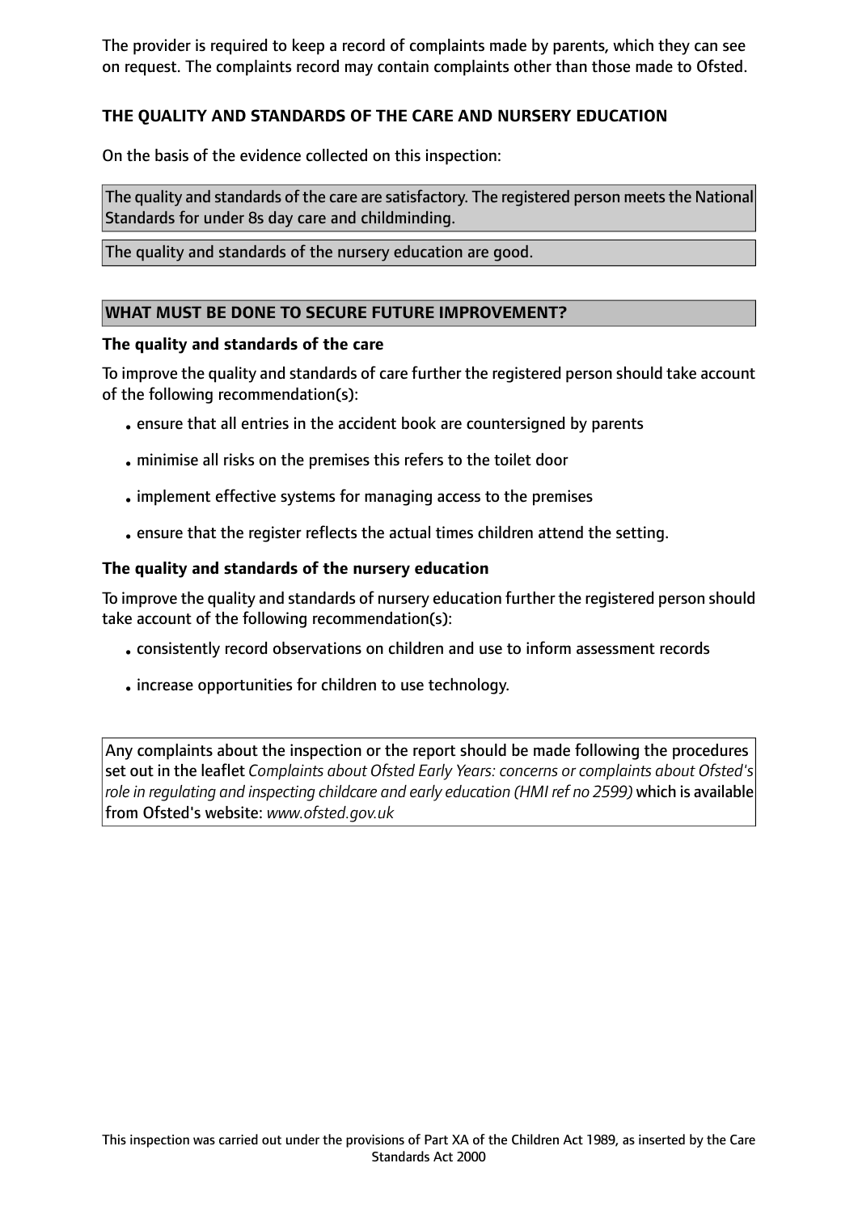The provider is required to keep a record of complaints made by parents, which they can see on request. The complaints record may contain complaints other than those made to Ofsted.

## THE QUALITY AND STANDARDS OF THE CARE AND NURSERY EDUCATION

On the basis of the evidence collected on this inspection:

The quality and standards of the care are satisfactory. The registered person meets the National Standards for under 8s day care and childminding.

The quality and standards of the nursery education are good.

## WHAT MUST BE DONE TO SECURE FUTURE IMPROVEMENT?

### The quality and standards of the care

To improve the quality and standards of care further the registered person should take account of the following recommendation(s):

- ensure that all entries in the accident book are countersigned by parents
- minimise all risks on the premises this refers to the toilet door
- implement effective systems for managing access to the premises
- ensure that the register reflects the actual times children attend the setting.

### The quality and standards of the nursery education

To improve the quality and standards of nursery education further the registered person should take account of the following recommendation(s):

- consistently record observations on children and use to inform assessment records
- increase opportunities for children to use technology.

Any complaints about the inspection or the report should be made following the procedures set out in the leaflet *Complaints about Ofsted Early Years: concerns or complaints about Ofsted's role in regulating and inspecting childcare and early education (HMI ref no 2599)* which is available from Ofsted's website: *www.ofsted.gov.uk*

This inspection was carried out under the provisions of Part XA of the Children Act 1989, as inserted by the Care Standards Act 2000